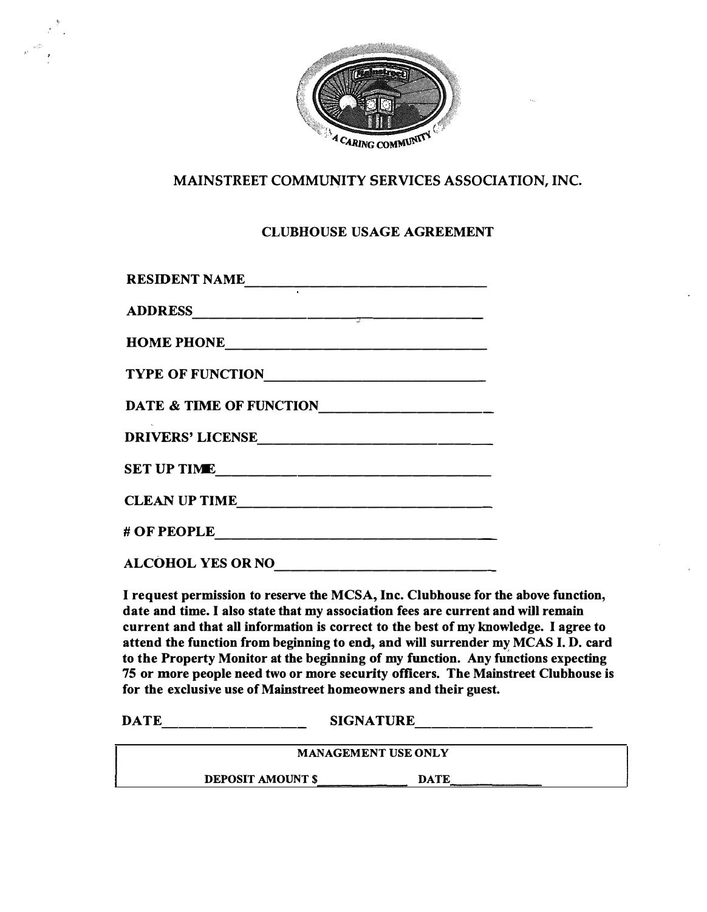# MAINSTREET COMMUNITY SERVICES ASSOCIATION, INC.

## CLUBHOUSE USAGE AGREEMENT

**RESIDENT NAME**\_\_\_\_\_\_\_\_\_\_\_\_\_\_\_\_\_\_\_\_\_\_\_\_\_\_\_\_\_\_\_\_\_\_

**ADDRESS**\_\_\_\_\_\_\_\_\_\_\_\_\_\_\_\_\_\_\_\_\_\_\_\_\_\_\_\_\_\_\_\_\_\_\_\_\_

**HOME PHONE**\_\_\_\_\_\_\_\_\_\_\_\_\_\_\_\_\_\_\_\_\_\_\_\_\_\_\_\_\_\_\_\_\_\_

**TYPE OF FUNCTION**\_\_\_\_\_\_\_\_\_\_\_\_\_\_\_\_\_\_\_\_\_\_\_\_\_\_\_\_\_

**DATE & TIME OF FUNCTION**\_\_\_\_\_\_\_\_\_\_\_\_\_\_\_\_\_\_\_\_\_\_

**DRIVERS' LICENSE**\_\_\_\_\_\_\_\_\_\_\_\_\_\_\_\_\_\_\_\_\_\_\_\_\_\_\_\_\_\_

**SET UP TIME**\_\_\_\_\_\_\_\_\_\_\_\_\_\_\_\_\_\_\_\_\_\_\_\_\_\_\_\_\_\_\_\_\_\_\_

**CLEAN UP TIME**\_\_\_\_\_\_\_\_\_\_\_\_\_\_\_\_\_\_\_\_\_\_\_\_\_\_\_\_\_\_\_\_\_

**# OF PEOPLE**\_\_\_\_\_\_\_\_\_\_\_\_\_\_\_\_\_\_\_\_\_\_\_\_\_\_\_\_\_\_\_\_\_\_\_\_

**ALCOHOL YES OR NO**\_\_\_\_\_\_\_\_\_\_\_\_\_\_\_\_\_\_\_\_\_\_\_\_\_\_\_\_\_

**I request permission to reserve the MCSA, Inc. Clubhouse for the above function, date and time. I also state that my association fees are current and will remain current and that all information is correct to the best of my knowledge. I agree to attend the function from beginning to end, and will surrender my MCAS I. D. card to the Property Monitor at the beginning of my function. Any functions expecting 75 or more people need two or more security officers. The Mainstreet Clubhouse is for the exclusive use of Mainstreet homeowners and their guest.**

**DATE**\_\_\_\_\_\_\_\_\_\_\_\_\_\_\_\_\_\_\_\_ **SIGNATURE**\_\_\_\_\_\_\_\_\_\_\_\_\_\_\_\_\_\_\_\_\_\_\_\_\_\_

| MANAGEMENT USE ONLY |
| --- |
| DEPOSIT AMOUNT $\_\_\_\_\_\_\_\_\_\_\_\_ DATE\_\_\_\_\_\_\_\_\_\_\_\_ |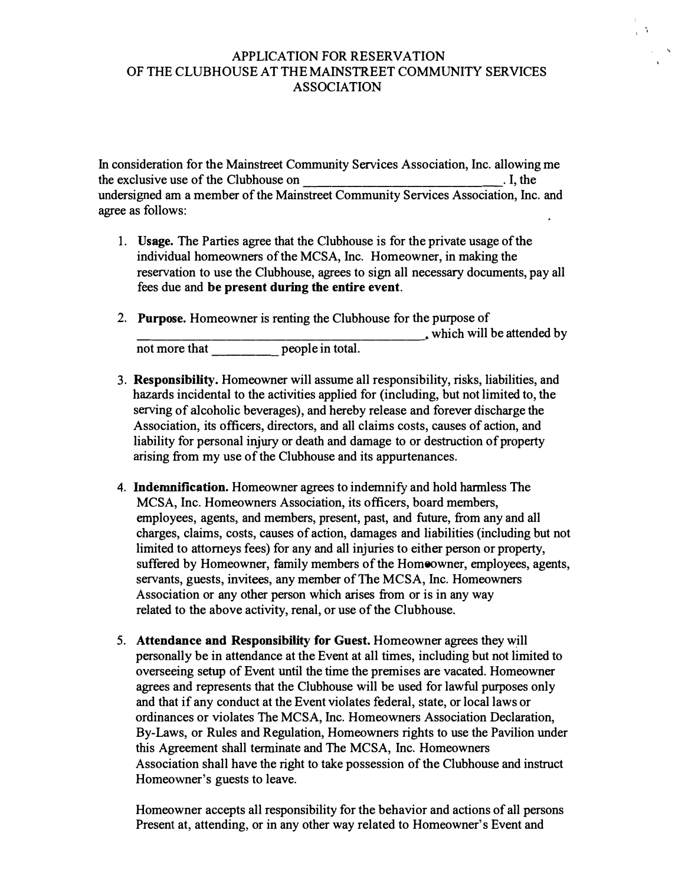# APPLICATION FOR RESERVATION OF THE CLUBHOUSE AT THE MAINSTREET COMMUNITY SERVICES ASSOCIATION

In consideration for the Mainstreet Community Services Association, Inc. allowing me the exclusive use of the Clubhouse on ______________________________. I, the undersigned am a member of the Mainstreet Community Services Association, Inc. and agree as follows:

1. **Usage.** The Parties agree that the Clubhouse is for the private usage of the individual homeowners of the MCSA, Inc. Homeowner, in making the reservation to use the Clubhouse, agrees to sign all necessary documents, pay all fees due and **be present during the entire event**.

2. **Purpose.** Homeowner is renting the Clubhouse for the purpose of ____________________________________________, which will be attended by not more that __________ people in total.

3. **Responsibility.** Homeowner will assume all responsibility, risks, liabilities, and hazards incidental to the activities applied for (including, but not limited to, the serving of alcoholic beverages), and hereby release and forever discharge the Association, its officers, directors, and all claims costs, causes of action, and liability for personal injury or death and damage to or destruction of property arising from my use of the Clubhouse and its appurtenances.

4. **Indemnification.** Homeowner agrees to indemnify and hold harmless The MCSA, Inc. Homeowners Association, its officers, board members, employees, agents, and members, present, past, and future, from any and all charges, claims, costs, causes of action, damages and liabilities (including but not limited to attorneys fees) for any and all injuries to either person or property, suffered by Homeowner, family members of the Homeowner, employees, agents, servants, guests, invitees, any member of The MCSA, Inc. Homeowners Association or any other person which arises from or is in any way related to the above activity, renal, or use of the Clubhouse.

5. **Attendance and Responsibility for Guest.** Homeowner agrees they will personally be in attendance at the Event at all times, including but not limited to overseeing setup of Event until the time the premises are vacated. Homeowner agrees and represents that the Clubhouse will be used for lawful purposes only and that if any conduct at the Event violates federal, state, or local laws or ordinances or violates The MCSA, Inc. Homeowners Association Declaration, By-Laws, or Rules and Regulation, Homeowners rights to use the Pavilion under this Agreement shall terminate and The MCSA, Inc. Homeowners Association shall have the right to take possession of the Clubhouse and instruct Homeowner's guests to leave.

   Homeowner accepts all responsibility for the behavior and actions of all persons Present at, attending, or in any other way related to Homeowner's Event and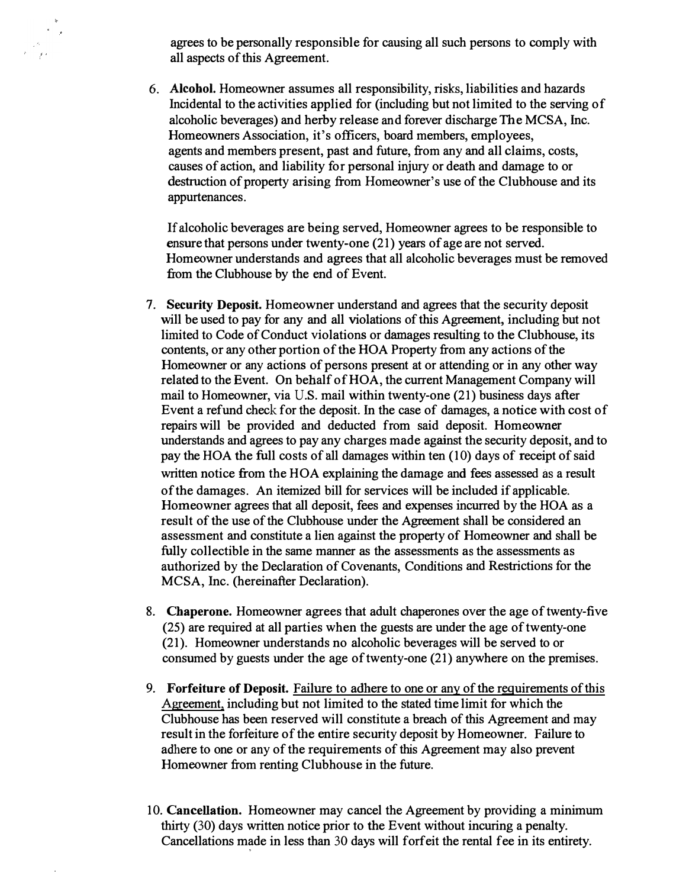agrees to be personally responsible for causing all such persons to comply with all aspects of this Agreement.

6. **Alcohol.** Homeowner assumes all responsibility, risks, liabilities and hazards Incidental to the activities applied for (including but not limited to the serving of alcoholic beverages) and herby release and forever discharge The MCSA, Inc. Homeowners Association, it's officers, board members, employees, agents and members present, past and future, from any and all claims, costs, causes of action, and liability for personal injury or death and damage to or destruction of property arising from Homeowner's use of the Clubhouse and its appurtenances.

   If alcoholic beverages are being served, Homeowner agrees to be responsible to ensure that persons under twenty-one (21) years of age are not served. Homeowner understands and agrees that all alcoholic beverages must be removed from the Clubhouse by the end of Event.

7. **Security Deposit.** Homeowner understand and agrees that the security deposit will be used to pay for any and all violations of this Agreement, including but not limited to Code of Conduct violations or damages resulting to the Clubhouse, its contents, or any other portion of the HOA Property from any actions of the Homeowner or any actions of persons present at or attending or in any other way related to the Event. On behalf of HOA, the current Management Company will mail to Homeowner, via U.S. mail within twenty-one (21) business days after Event a refund check for the deposit. In the case of damages, a notice with cost of repairs will be provided and deducted from said deposit. Homeowner understands and agrees to pay any charges made against the security deposit, and to pay the HOA the full costs of all damages within ten (10) days of receipt of said written notice from the HOA explaining the damage and fees assessed as a result of the damages. An itemized bill for services will be included if applicable. Homeowner agrees that all deposit, fees and expenses incurred by the HOA as a result of the use of the Clubhouse under the Agreement shall be considered an assessment and constitute a lien against the property of Homeowner and shall be fully collectible in the same manner as the assessments as the assessments as authorized by the Declaration of Covenants, Conditions and Restrictions for the MCSA, Inc. (hereinafter Declaration).

8. **Chaperone.** Homeowner agrees that adult chaperones over the age of twenty-five (25) are required at all parties when the guests are under the age of twenty-one (21). Homeowner understands no alcoholic beverages will be served to or consumed by guests under the age of twenty-one (21) anywhere on the premises.

9. **Forfeiture of Deposit.** <u>Failure to adhere to one or any of the requirements of this Agreement,</u> including but not limited to the stated time limit for which the Clubhouse has been reserved will constitute a breach of this Agreement and may result in the forfeiture of the entire security deposit by Homeowner. Failure to adhere to one or any of the requirements of this Agreement may also prevent Homeowner from renting Clubhouse in the future.

10. **Cancellation.** Homeowner may cancel the Agreement by providing a minimum thirty (30) days written notice prior to the Event without incuring a penalty. Cancellations made in less than 30 days will forfeit the rental fee in its entirety.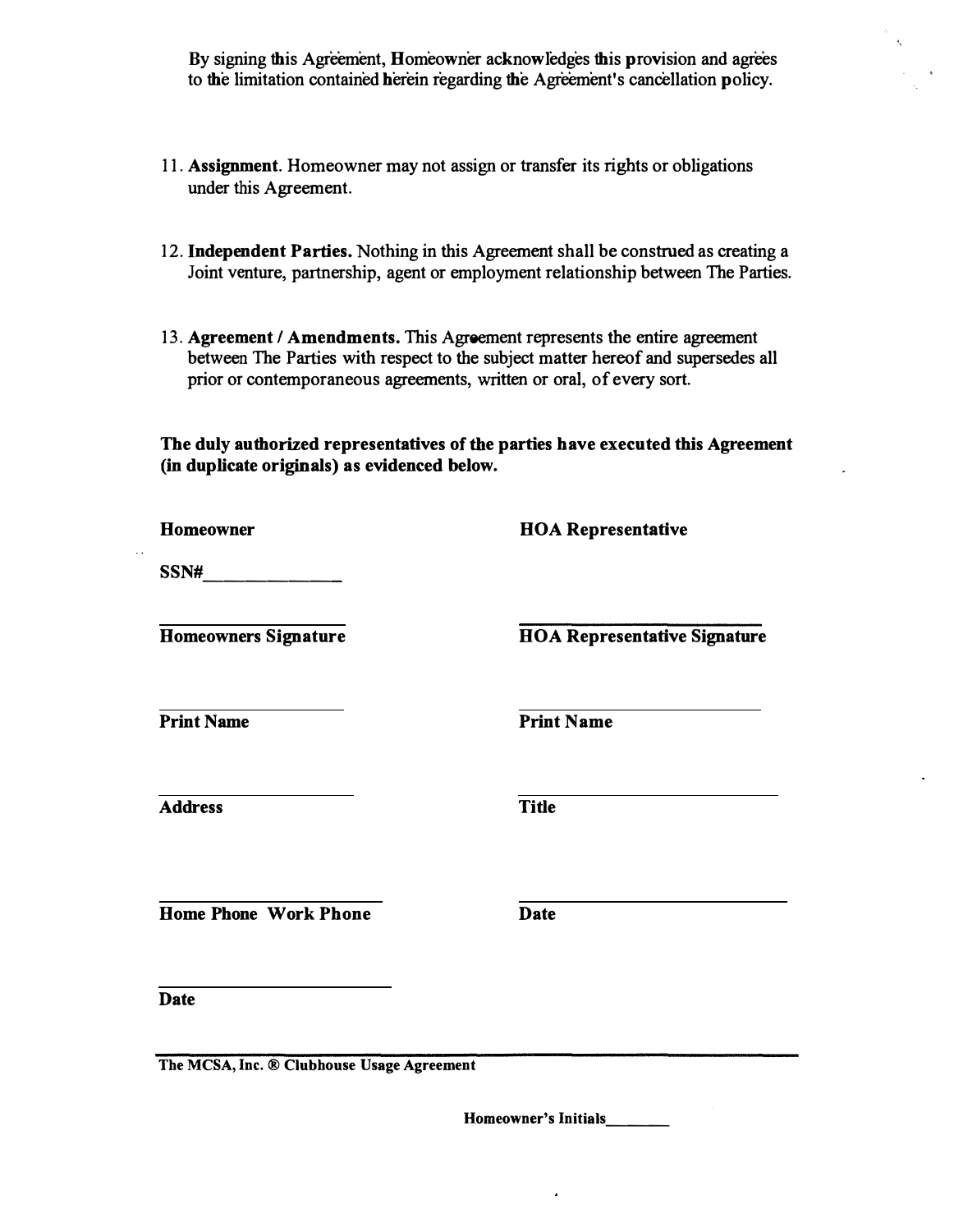By signing this Agreement, Homeowner acknowledges this provision and agrees to the limitation contained herein regarding the Agreement's cancellation policy.

11. **Assignment**. Homeowner may not assign or transfer its rights or obligations under this Agreement.

12. **Independent Parties.** Nothing in this Agreement shall be construed as creating a Joint venture, partnership, agent or employment relationship between The Parties.

13. **Agreement / Amendments.** This Agreement represents the entire agreement between The Parties with respect to the subject matter hereof and supersedes all prior or contemporaneous agreements, written or oral, of every sort.

**The duly authorized representatives of the parties have executed this Agreement (in duplicate originals) as evidenced below.**

**Homeowner**

**SSN#**______________

______________________
**Homeowners Signature**

______________________
**Print Name**

______________________
**Address**

______________________
**Home Phone Work Phone**

______________________
**Date**

**HOA Representative**

______________________
**HOA Representative Signature**

______________________
**Print Name**

______________________
**Title**

______________________
**Date**

**The MCSA, Inc. ® Clubhouse Usage Agreement**

**Homeowner's Initials**________